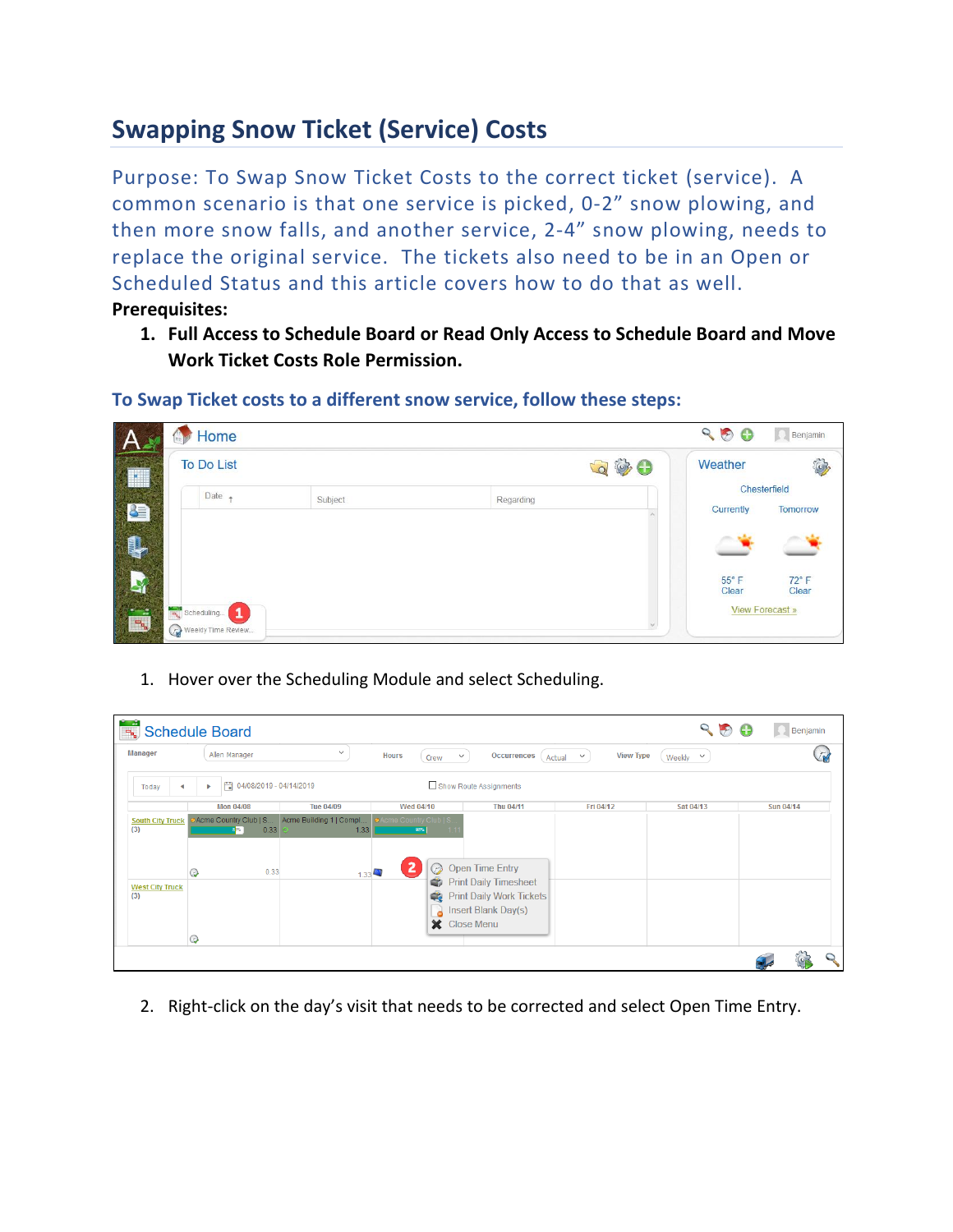# Swapping Snow Ticket (Service) Costs

Purpose: To Swap Snow Ticket Costs to the correct ticket (service). A common scenario is that one service is picked, 0-2" snow plowing, and then more snow falls, and another service, 2-4" snow plowing, needs to replace the original service. The tickets also need to be in an Open or Scheduled Status and this article covers how to do that as well.

**Prerequisites:**

1. **Full Access to Schedule Board or Read Only Access to Schedule Board and Move Work Ticket Costs Role Permission.**

## To Swap Ticket costs to a different snow service, follow these steps:

1. Hover over the Scheduling Module and select Scheduling.

2. Right-click on the day's visit that needs to be corrected and select Open Time Entry.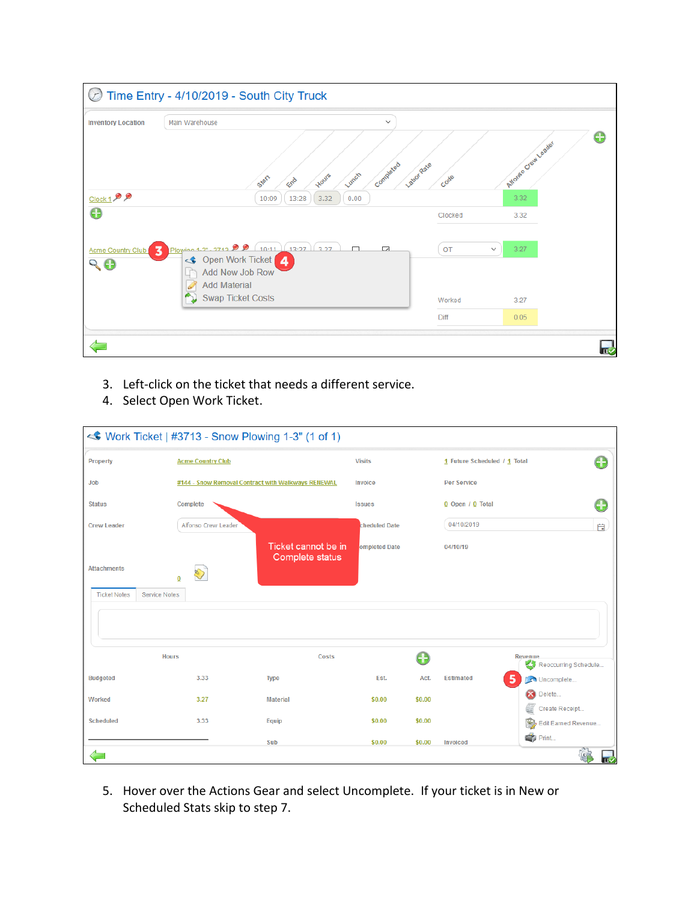3. Left-click on the ticket that needs a different service.
4. Select Open Work Ticket.

5. Hover over the Actions Gear and select Uncomplete. If your ticket is in New or Scheduled Stats skip to step 7.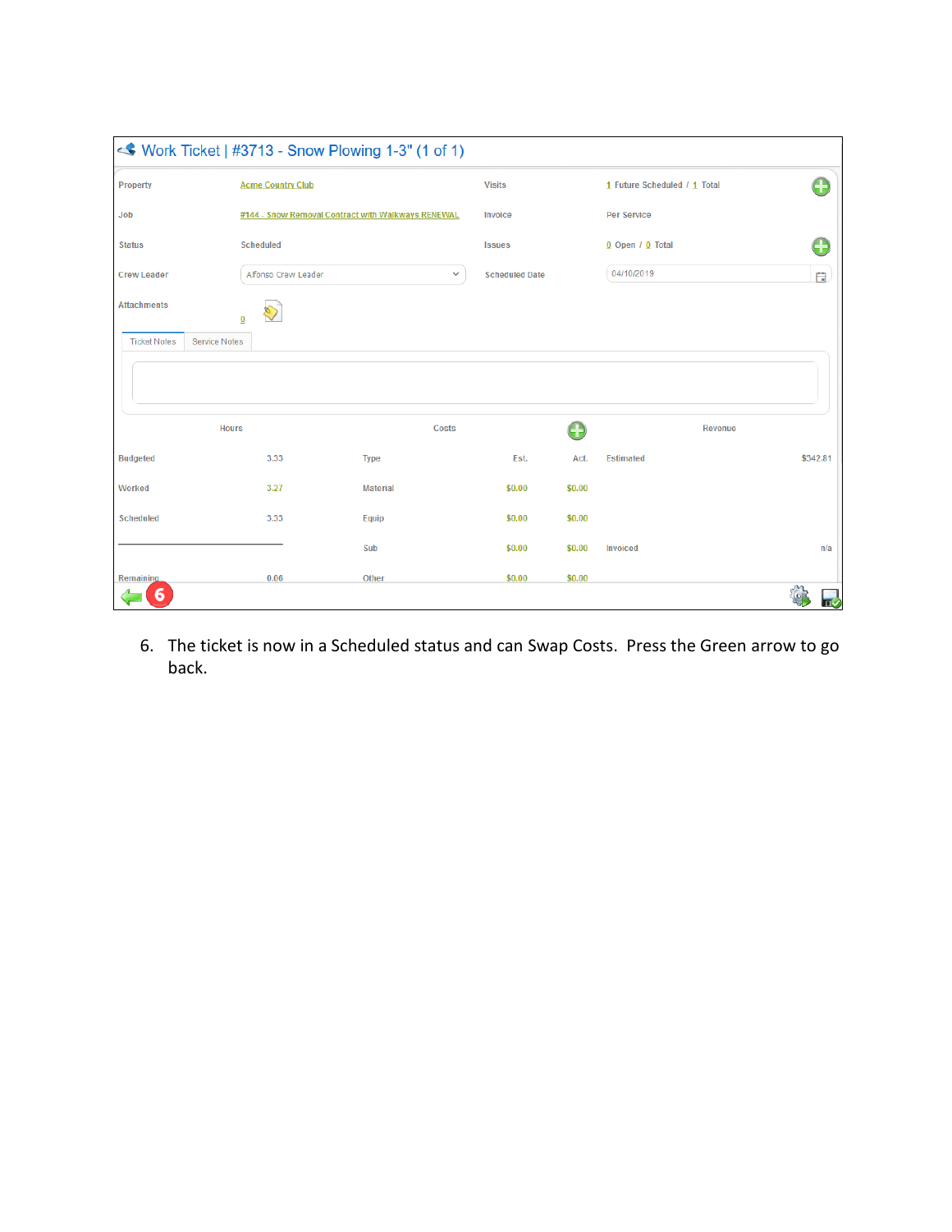Work Ticket | #3713 - Snow Plowing 1-3" (1 of 1)

| | | | |
|---|---|---|---|
| Property | Acme Country Club | Visits | 1 Future Scheduled / 1 Total |
| Job | #144 - Snow Removal Contract with Walkways RENEWAL | Invoice | Per Service |
| Status | Scheduled | Issues | 0 Open / 0 Total |
| Crew Leader | Alfonso Crew Leader | Scheduled Date | 04/10/2019 |
| Attachments | 0 | | |

Ticket Notes | Service Notes

| Hours | | Costs | | | Revenue | |
|---|---|---|---|---|---|---|
| Budgeted | 3.33 | Type | Est. | Act. | Estimated | $342.81 |
| Worked | 3.27 | Material | $0.00 | $0.00 | | |
| Scheduled | 3.33 | Equip | $0.00 | $0.00 | | |
| | | Sub | $0.00 | $0.00 | Invoiced | n/a |
| Remaining | 0.06 | Other | $0.00 | $0.00 | | |

6

6. The ticket is now in a Scheduled status and can Swap Costs. Press the Green arrow to go back.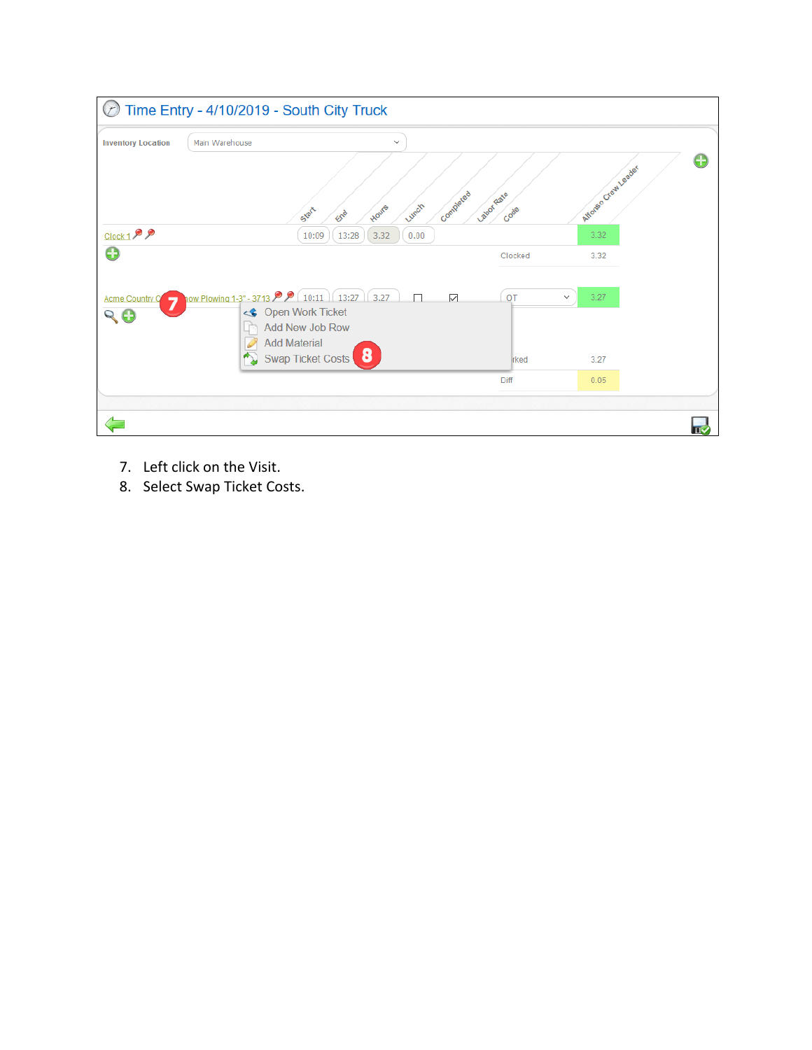7. Left click on the Visit.
8. Select Swap Ticket Costs.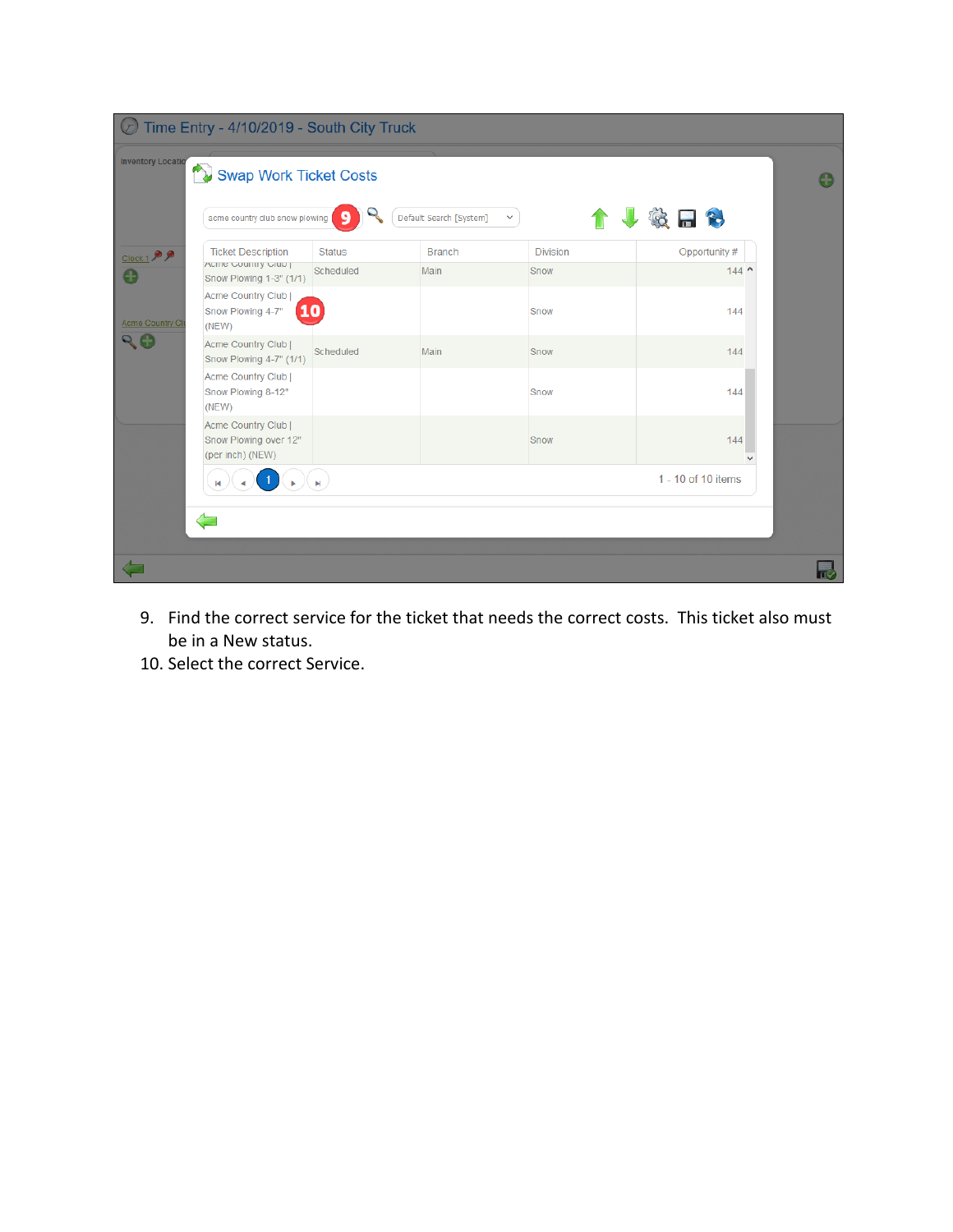9. Find the correct service for the ticket that needs the correct costs. This ticket also must be in a New status.
10. Select the correct Service.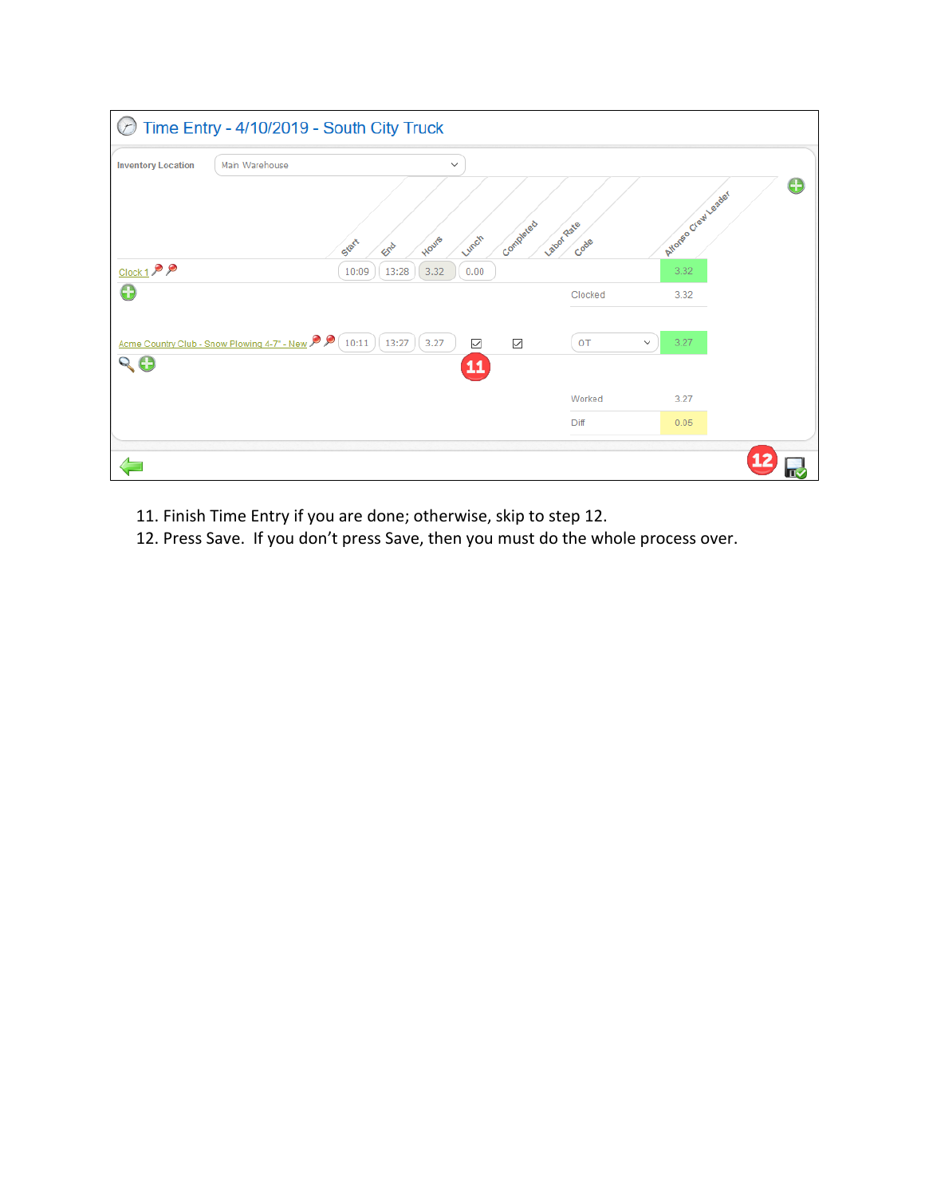Time Entry - 4/10/2019 - South City Truck

Inventory Location: Main Warehouse

| | Start | End | Hours | Lunch | Completed | Labor Rate | Code | Alfonso Crew Leader |
|---|---|---|---|---|---|---|---|---|
| Clock 1 | 10:09 | 13:28 | 3.32 | 0.00 | | | | 3.32 |
| | | | | | | | Clocked | 3.32 |
| Acme Country Club - Snow Plowing 4-7" - New | 10:11 | 13:27 | 3.27 | ☑ | ☑ | | OT | 3.27 |
| | | | | | | | Worked | 3.27 |
| | | | | | | | Diff | 0.05 |

11. Finish Time Entry if you are done; otherwise, skip to step 12.
12. Press Save. If you don't press Save, then you must do the whole process over.